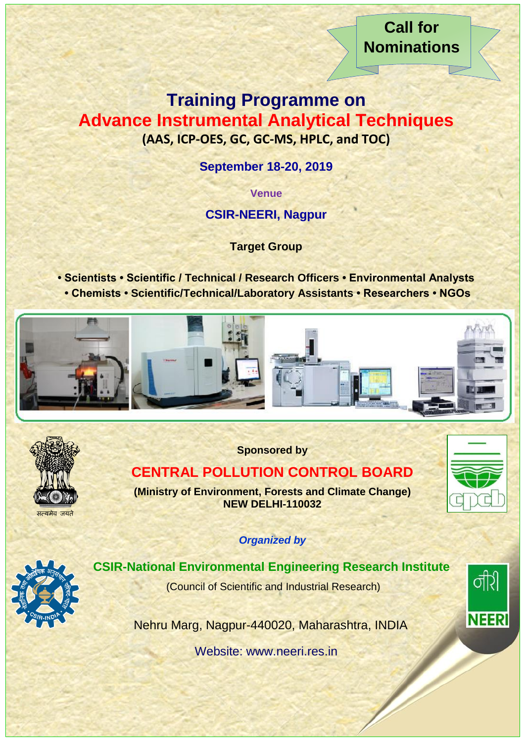**Call for Nominations**

# Training Programme on
# Advance Instrumental Analytical Techniques

**(AAS, ICP-OES, GC, GC-MS, HPLC, and TOC)**

**September 18-20, 2019**

**Venue**

**CSIR-NEERI, Nagpur**

**Target Group**

**• Scientists • Scientific / Technical / Research Officers • Environmental Analysts • Chemists • Scientific/Technical/Laboratory Assistants • Researchers • NGOs**

सत्यमेव जयते

**Sponsored by**

## CENTRAL POLLUTION CONTROL BOARD

**(Ministry of Environment, Forests and Climate Change)**
**NEW DELHI-110032**

cpcb

***Organized by***

## CSIR-National Environmental Engineering Research Institute

(Council of Scientific and Industrial Research)

Nehru Marg, Nagpur-440020, Maharashtra, INDIA

Website: www.neeri.res.in

नीरी NEERI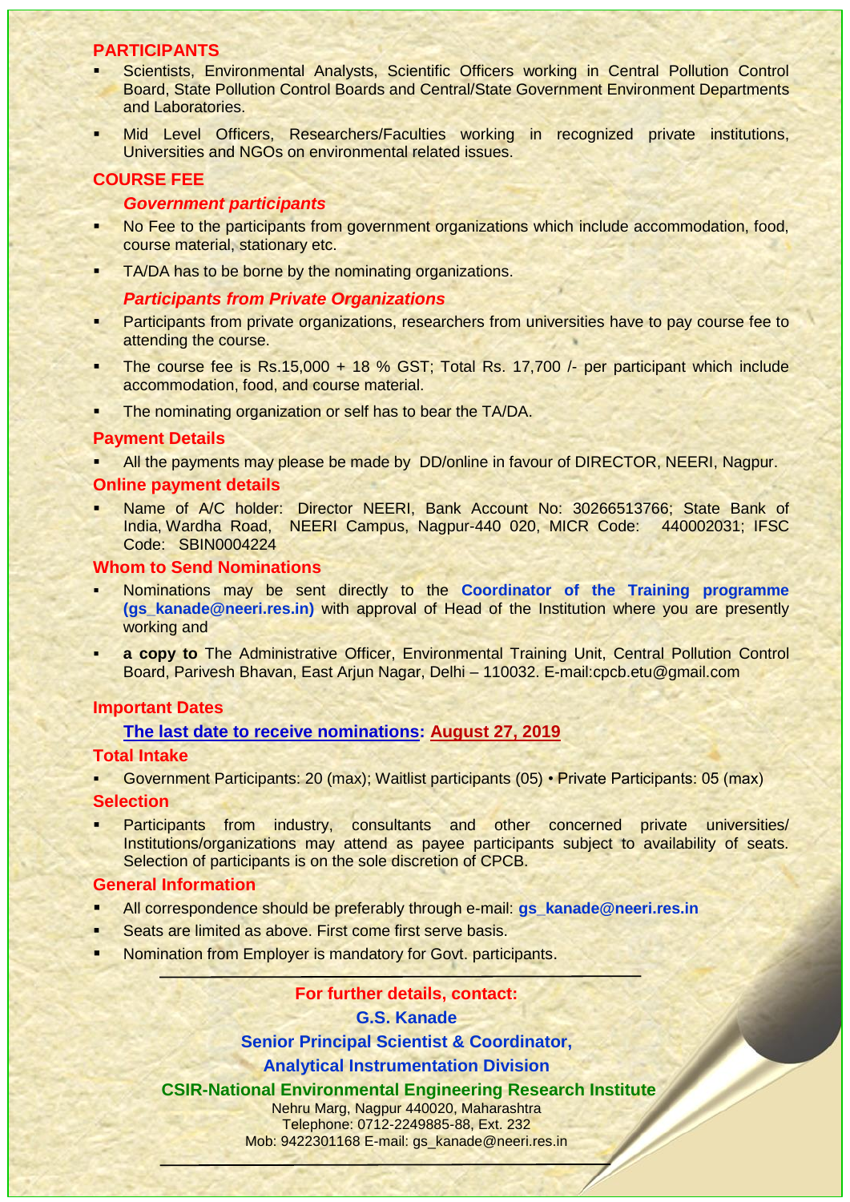## PARTICIPANTS

- Scientists, Environmental Analysts, Scientific Officers working in Central Pollution Control Board, State Pollution Control Boards and Central/State Government Environment Departments and Laboratories.
- Mid Level Officers, Researchers/Faculties working in recognized private institutions, Universities and NGOs on environmental related issues.

## COURSE FEE

### *Government participants*

- No Fee to the participants from government organizations which include accommodation, food, course material, stationary etc.
- TA/DA has to be borne by the nominating organizations.

### *Participants from Private Organizations*

- Participants from private organizations, researchers from universities have to pay course fee to attending the course.
- The course fee is Rs.15,000 + 18 % GST; Total Rs. 17,700 /- per participant which include accommodation, food, and course material.
- The nominating organization or self has to bear the TA/DA.

## Payment Details

- All the payments may please be made by DD/online in favour of DIRECTOR, NEERI, Nagpur.

## Online payment details

- Name of A/C holder: Director NEERI, Bank Account No: 30266513766; State Bank of India, Wardha Road, NEERI Campus, Nagpur-440 020, MICR Code: 440002031; IFSC Code: SBIN0004224

## Whom to Send Nominations

- Nominations may be sent directly to the **Coordinator of the Training programme (gs_kanade@neeri.res.in)** with approval of Head of the Institution where you are presently working and
- **a copy to** The Administrative Officer, Environmental Training Unit, Central Pollution Control Board, Parivesh Bhavan, East Arjun Nagar, Delhi – 110032. E-mail:cpcb.etu@gmail.com

## Important Dates

**The last date to receive nominations: August 27, 2019**

## Total Intake

- Government Participants: 20 (max); Waitlist participants (05) • Private Participants: 05 (max)

## Selection

- Participants from industry, consultants and other concerned private universities/ Institutions/organizations may attend as payee participants subject to availability of seats. Selection of participants is on the sole discretion of CPCB.

## General Information

- All correspondence should be preferably through e-mail: **gs_kanade@neeri.res.in**
- Seats are limited as above. First come first serve basis.
- Nomination from Employer is mandatory for Govt. participants.

---

**For further details, contact:**

**G.S. Kanade**

**Senior Principal Scientist & Coordinator,**

**Analytical Instrumentation Division**

**CSIR-National Environmental Engineering Research Institute**

Nehru Marg, Nagpur 440020, Maharashtra
Telephone: 0712-2249885-88, Ext. 232
Mob: 9422301168 E-mail: gs_kanade@neeri.res.in